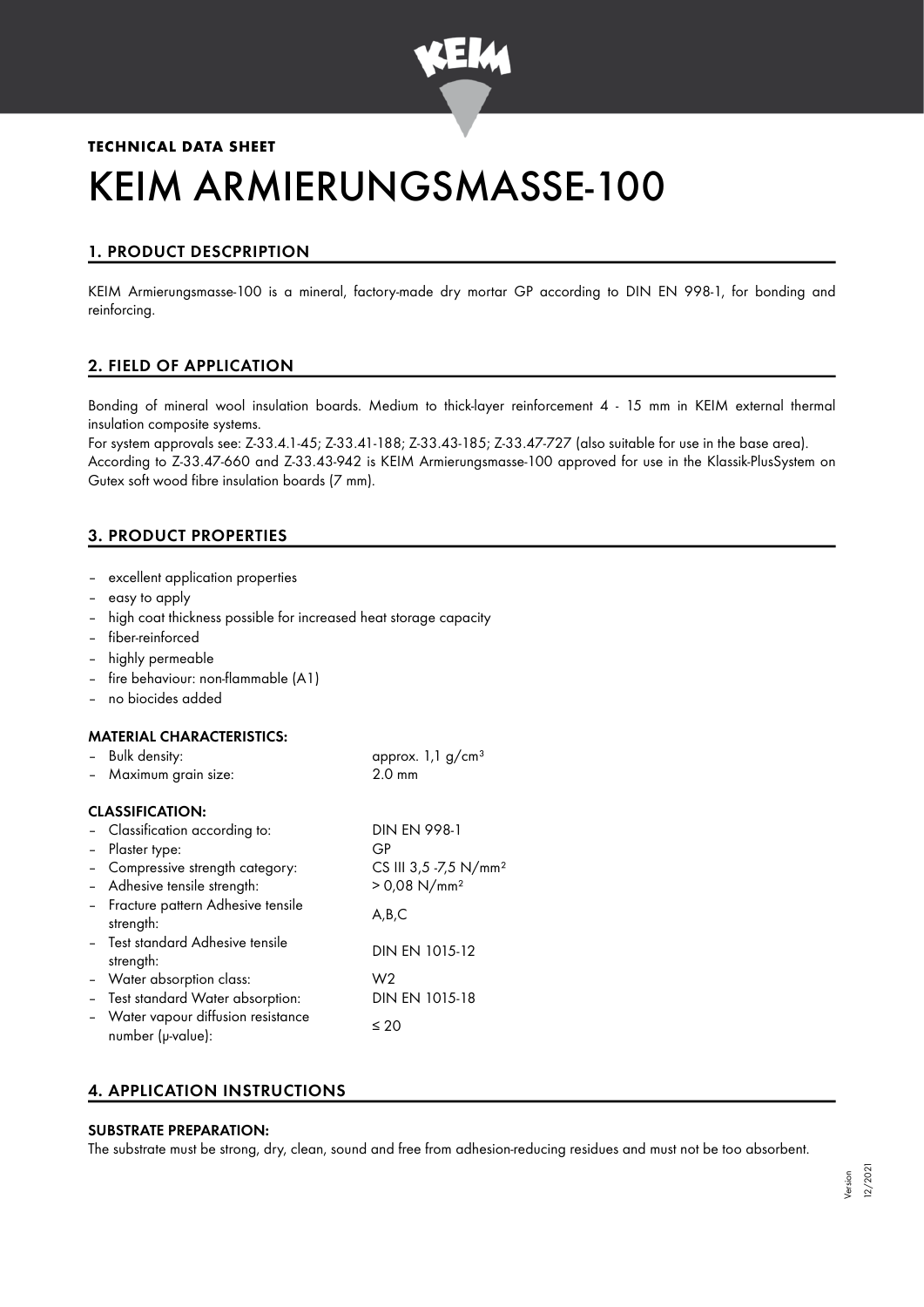**TECHNICAL DATA SHEET**

# KEIM ARMIERUNGSMASSE-100

## 1. PRODUCT DESCPRIPTION

KEIM Armierungsmasse-100 is a mineral, factory-made dry mortar GP according to DIN EN 998-1, for bonding and reinforcing.

## 2. FIELD OF APPLICATION

Bonding of mineral wool insulation boards. Medium to thick-layer reinforcement 4 - 15 mm in KEIM external thermal insulation composite systems.
For system approvals see: Z-33.4.1-45; Z-33.41-188; Z-33.43-185; Z-33.47-727 (also suitable for use in the base area).
According to Z-33.47-660 and Z-33.43-942 is KEIM Armierungsmasse-100 approved for use in the Klassik-PlusSystem on Gutex soft wood fibre insulation boards (7 mm).

## 3. PRODUCT PROPERTIES

- excellent application properties
- easy to apply
- high coat thickness possible for increased heat storage capacity
- fiber-reinforced
- highly permeable
- fire behaviour: non-flammable (A1)
- no biocides added

### MATERIAL CHARACTERISTICS:

| | |
|---|---|
| – Bulk density: | approx. 1,1 g/cm³ |
| – Maximum grain size: | 2.0 mm |

### CLASSIFICATION:

| | |
|---|---|
| – Classification according to: | DIN EN 998-1 |
| – Plaster type: | GP |
| – Compressive strength category: | CS III 3,5 -7,5 N/mm² |
| – Adhesive tensile strength: | > 0,08 N/mm² |
| – Fracture pattern Adhesive tensile strength: | A,B,C |
| – Test standard Adhesive tensile strength: | DIN EN 1015-12 |
| – Water absorption class: | W2 |
| – Test standard Water absorption: | DIN EN 1015-18 |
| – Water vapour diffusion resistance number (μ-value): | ≤ 20 |

## 4. APPLICATION INSTRUCTIONS

### SUBSTRATE PREPARATION:

The substrate must be strong, dry, clean, sound and free from adhesion-reducing residues and must not be too absorbent.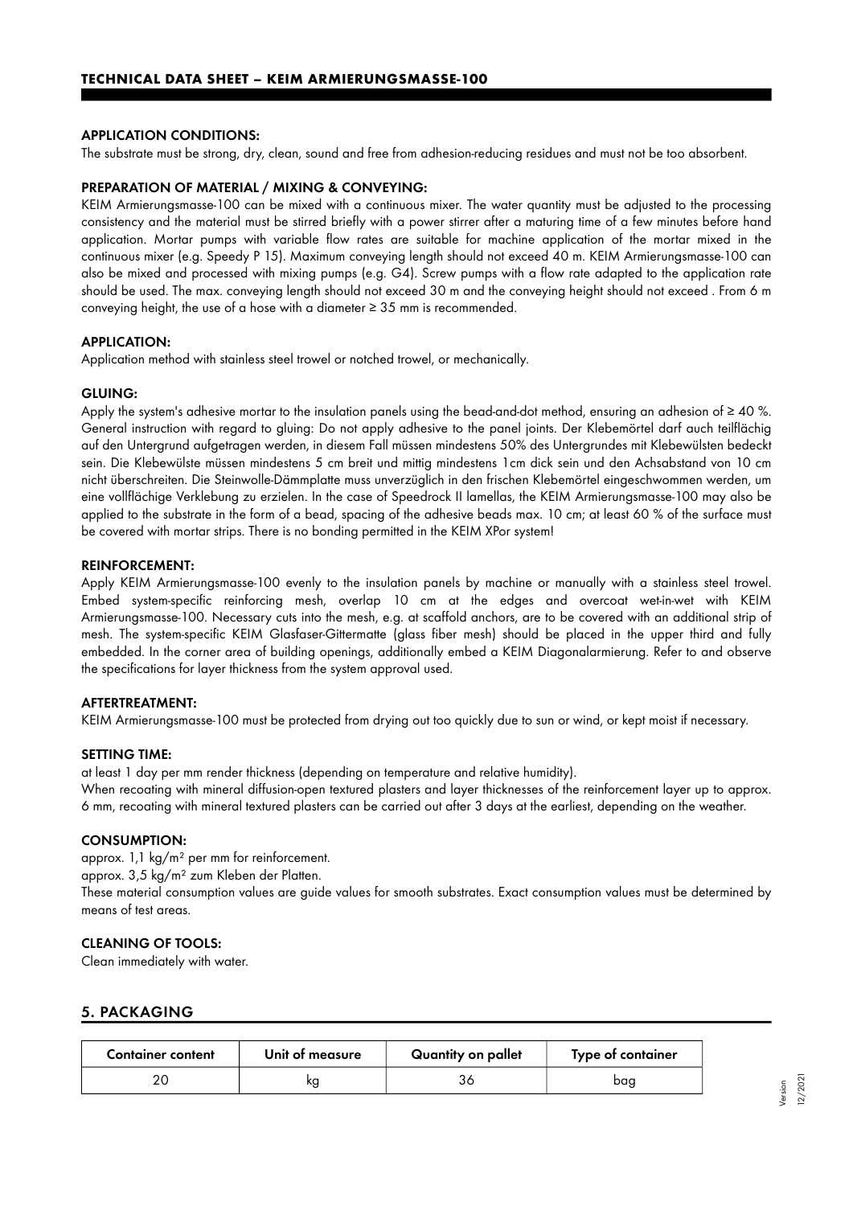**APPLICATION CONDITIONS:**

The substrate must be strong, dry, clean, sound and free from adhesion-reducing residues and must not be too absorbent.

**PREPARATION OF MATERIAL / MIXING & CONVEYING:**

KEIM Armierungsmasse-100 can be mixed with a continuous mixer. The water quantity must be adjusted to the processing consistency and the material must be stirred briefly with a power stirrer after a maturing time of a few minutes before hand application. Mortar pumps with variable flow rates are suitable for machine application of the mortar mixed in the continuous mixer (e.g. Speedy P 15). Maximum conveying length should not exceed 40 m. KEIM Armierungsmasse-100 can also be mixed and processed with mixing pumps (e.g. G4). Screw pumps with a flow rate adapted to the application rate should be used. The max. conveying length should not exceed 30 m and the conveying height should not exceed . From 6 m conveying height, the use of a hose with a diameter ≥ 35 mm is recommended.

**APPLICATION:**

Application method with stainless steel trowel or notched trowel, or mechanically.

**GLUING:**

Apply the system's adhesive mortar to the insulation panels using the bead-and-dot method, ensuring an adhesion of ≥ 40 %. General instruction with regard to gluing: Do not apply adhesive to the panel joints. Der Klebemörtel darf auch teilflächig auf den Untergrund aufgetragen werden, in diesem Fall müssen mindestens 50% des Untergrundes mit Klebewülsten bedeckt sein. Die Klebewülste müssen mindestens 5 cm breit und mittig mindestens 1cm dick sein und den Achsabstand von 10 cm nicht überschreiten. Die Steinwolle-Dämmplatte muss unverzüglich in den frischen Klebemörtel eingeschwommen werden, um eine vollflächige Verklebung zu erzielen. In the case of Speedrock II lamellas, the KEIM Armierungsmasse-100 may also be applied to the substrate in the form of a bead, spacing of the adhesive beads max. 10 cm; at least 60 % of the surface must be covered with mortar strips. There is no bonding permitted in the KEIM XPor system!

**REINFORCEMENT:**

Apply KEIM Armierungsmasse-100 evenly to the insulation panels by machine or manually with a stainless steel trowel. Embed system-specific reinforcing mesh, overlap 10 cm at the edges and overcoat wet-in-wet with KEIM Armierungsmasse-100. Necessary cuts into the mesh, e.g. at scaffold anchors, are to be covered with an additional strip of mesh. The system-specific KEIM Glasfaser-Gittermatte (glass fiber mesh) should be placed in the upper third and fully embedded. In the corner area of building openings, additionally embed a KEIM Diagonalarmierung. Refer to and observe the specifications for layer thickness from the system approval used.

**AFTERTREATMENT:**

KEIM Armierungsmasse-100 must be protected from drying out too quickly due to sun or wind, or kept moist if necessary.

**SETTING TIME:**

at least 1 day per mm render thickness (depending on temperature and relative humidity).
When recoating with mineral diffusion-open textured plasters and layer thicknesses of the reinforcement layer up to approx. 6 mm, recoating with mineral textured plasters can be carried out after 3 days at the earliest, depending on the weather.

**CONSUMPTION:**

approx. 1,1 kg/m² per mm for reinforcement.
approx. 3,5 kg/m² zum Kleben der Platten.
These material consumption values are guide values for smooth substrates. Exact consumption values must be determined by means of test areas.

**CLEANING OF TOOLS:**

Clean immediately with water.

## 5. PACKAGING

| Container content | Unit of measure | Quantity on pallet | Type of container |
|---|---|---|---|
| 20 | kg | 36 | bag |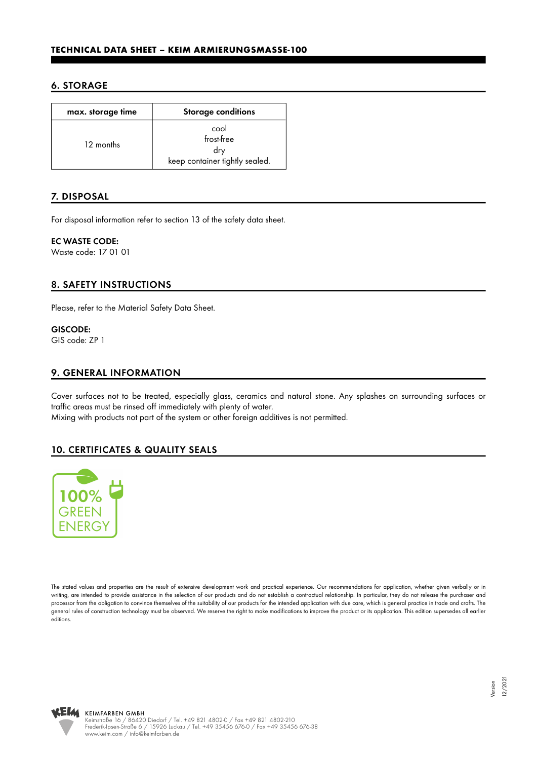## 6. STORAGE

| max. storage time | Storage conditions |
| --- | --- |
| 12 months | cool<br>frost-free<br>dry<br>keep container tightly sealed. |

## 7. DISPOSAL

For disposal information refer to section 13 of the safety data sheet.

**EC WASTE CODE:**
Waste code: 17 01 01

## 8. SAFETY INSTRUCTIONS

Please, refer to the Material Safety Data Sheet.

**GISCODE:**
GIS code: ZP 1

## 9. GENERAL INFORMATION

Cover surfaces not to be treated, especially glass, ceramics and natural stone. Any splashes on surrounding surfaces or traffic areas must be rinsed off immediately with plenty of water.
Mixing with products not part of the system or other foreign additives is not permitted.

## 10. CERTIFICATES & QUALITY SEALS

100% GREEN ENERGY

The stated values and properties are the result of extensive development work and practical experience. Our recommendations for application, whether given verbally or in writing, are intended to provide assistance in the selection of our products and do not establish a contractual relationship. In particular, they do not release the purchaser and processor from the obligation to convince themselves of the suitability of our products for the intended application with due care, which is general practice in trade and crafts. The general rules of construction technology must be observed. We reserve the right to make modifications to improve the product or its application. This edition supersedes all earlier editions.

KEIMFARBEN GMBH
Keimstraße 16 / 86420 Diedorf / Tel. +49 821 4802-0 / Fax +49 821 4802-210
Frederik-Ipsen-Straße 6 / 15926 Luckau / Tel. +49 35456 676-0 / Fax +49 35456 676-38
www.keim.com / info@keimfarben.de

Version 12/2021